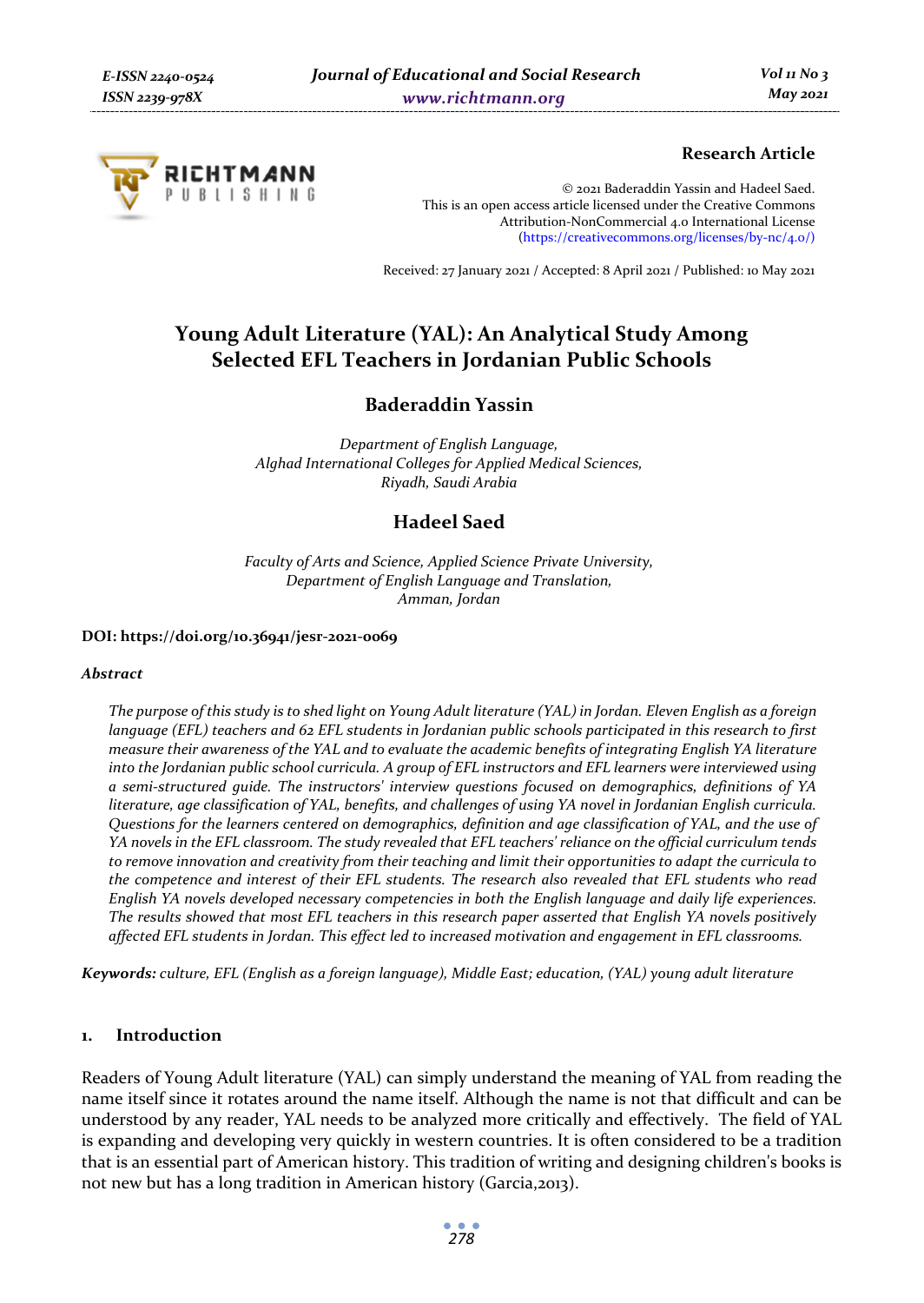Research Article

© 2021 Baderaddin Yassin and Hadeel Saed.
This is an open access article licensed under the Creative Commons Attribution-NonCommercial 4.0 International License (https://creativecommons.org/licenses/by-nc/4.0/)

Received: 27 January 2021 / Accepted: 8 April 2021 / Published: 10 May 2021

# Young Adult Literature (YAL): An Analytical Study Among Selected EFL Teachers in Jordanian Public Schools

## Baderaddin Yassin

*Department of English Language,*
*Alghad International Colleges for Applied Medical Sciences,*
*Riyadh, Saudi Arabia*

## Hadeel Saed

*Faculty of Arts and Science, Applied Science Private University,*
*Department of English Language and Translation,*
*Amman, Jordan*

**DOI: https://doi.org/10.36941/jesr-2021-0069**

***Abstract***

*The purpose of this study is to shed light on Young Adult literature (YAL) in Jordan. Eleven English as a foreign language (EFL) teachers and 62 EFL students in Jordanian public schools participated in this research to first measure their awareness of the YAL and to evaluate the academic benefits of integrating English YA literature into the Jordanian public school curricula. A group of EFL instructors and EFL learners were interviewed using a semi-structured guide. The instructors' interview questions focused on demographics, definitions of YA literature, age classification of YAL, benefits, and challenges of using YA novel in Jordanian English curricula. Questions for the learners centered on demographics, definition and age classification of YAL, and the use of YA novels in the EFL classroom. The study revealed that EFL teachers' reliance on the official curriculum tends to remove innovation and creativity from their teaching and limit their opportunities to adapt the curricula to the competence and interest of their EFL students. The research also revealed that EFL students who read English YA novels developed necessary competencies in both the English language and daily life experiences. The results showed that most EFL teachers in this research paper asserted that English YA novels positively affected EFL students in Jordan. This effect led to increased motivation and engagement in EFL classrooms.*

***Keywords:*** *culture, EFL (English as a foreign language), Middle East; education, (YAL) young adult literature*

## 1. Introduction

Readers of Young Adult literature (YAL) can simply understand the meaning of YAL from reading the name itself since it rotates around the name itself. Although the name is not that difficult and can be understood by any reader, YAL needs to be analyzed more critically and effectively. The field of YAL is expanding and developing very quickly in western countries. It is often considered to be a tradition that is an essential part of American history. This tradition of writing and designing children's books is not new but has a long tradition in American history (Garcia,2013).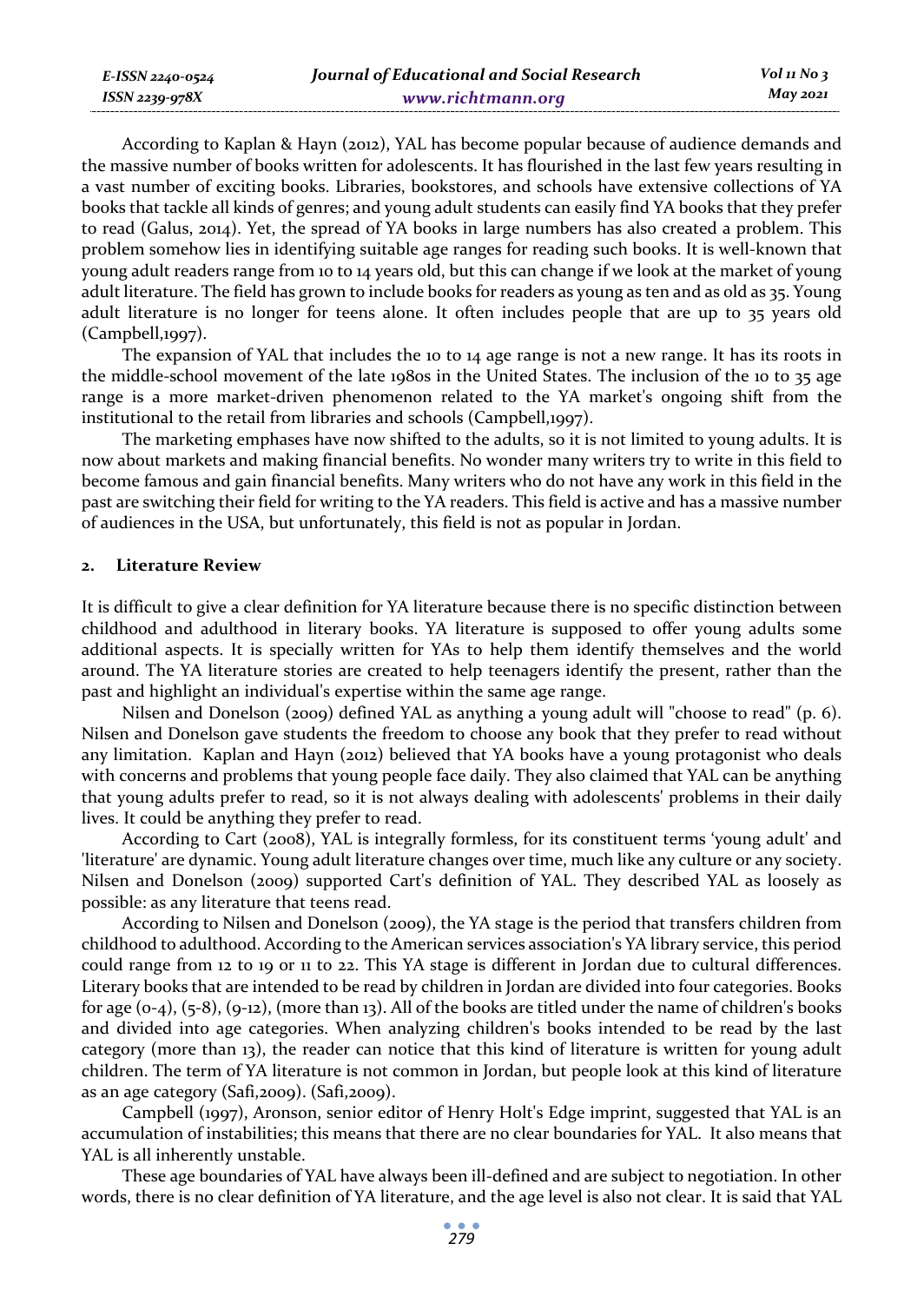According to Kaplan & Hayn (2012), YAL has become popular because of audience demands and the massive number of books written for adolescents. It has flourished in the last few years resulting in a vast number of exciting books. Libraries, bookstores, and schools have extensive collections of YA books that tackle all kinds of genres; and young adult students can easily find YA books that they prefer to read (Galus, 2014). Yet, the spread of YA books in large numbers has also created a problem. This problem somehow lies in identifying suitable age ranges for reading such books. It is well-known that young adult readers range from 10 to 14 years old, but this can change if we look at the market of young adult literature. The field has grown to include books for readers as young as ten and as old as 35. Young adult literature is no longer for teens alone. It often includes people that are up to 35 years old (Campbell,1997).

The expansion of YAL that includes the 10 to 14 age range is not a new range. It has its roots in the middle-school movement of the late 1980s in the United States. The inclusion of the 10 to 35 age range is a more market-driven phenomenon related to the YA market's ongoing shift from the institutional to the retail from libraries and schools (Campbell,1997).

The marketing emphases have now shifted to the adults, so it is not limited to young adults. It is now about markets and making financial benefits. No wonder many writers try to write in this field to become famous and gain financial benefits. Many writers who do not have any work in this field in the past are switching their field for writing to the YA readers. This field is active and has a massive number of audiences in the USA, but unfortunately, this field is not as popular in Jordan.

## 2. Literature Review

It is difficult to give a clear definition for YA literature because there is no specific distinction between childhood and adulthood in literary books. YA literature is supposed to offer young adults some additional aspects. It is specially written for YAs to help them identify themselves and the world around. The YA literature stories are created to help teenagers identify the present, rather than the past and highlight an individual's expertise within the same age range.

Nilsen and Donelson (2009) defined YAL as anything a young adult will "choose to read" (p. 6). Nilsen and Donelson gave students the freedom to choose any book that they prefer to read without any limitation. Kaplan and Hayn (2012) believed that YA books have a young protagonist who deals with concerns and problems that young people face daily. They also claimed that YAL can be anything that young adults prefer to read, so it is not always dealing with adolescents' problems in their daily lives. It could be anything they prefer to read.

According to Cart (2008), YAL is integrally formless, for its constituent terms 'young adult' and 'literature' are dynamic. Young adult literature changes over time, much like any culture or any society. Nilsen and Donelson (2009) supported Cart's definition of YAL. They described YAL as loosely as possible: as any literature that teens read.

According to Nilsen and Donelson (2009), the YA stage is the period that transfers children from childhood to adulthood. According to the American services association's YA library service, this period could range from 12 to 19 or 11 to 22. This YA stage is different in Jordan due to cultural differences. Literary books that are intended to be read by children in Jordan are divided into four categories. Books for age (0-4), (5-8), (9-12), (more than 13). All of the books are titled under the name of children's books and divided into age categories. When analyzing children's books intended to be read by the last category (more than 13), the reader can notice that this kind of literature is written for young adult children. The term of YA literature is not common in Jordan, but people look at this kind of literature as an age category (Safi,2009). (Safi,2009).

Campbell (1997), Aronson, senior editor of Henry Holt's Edge imprint, suggested that YAL is an accumulation of instabilities; this means that there are no clear boundaries for YAL. It also means that YAL is all inherently unstable.

These age boundaries of YAL have always been ill-defined and are subject to negotiation. In other words, there is no clear definition of YA literature, and the age level is also not clear. It is said that YAL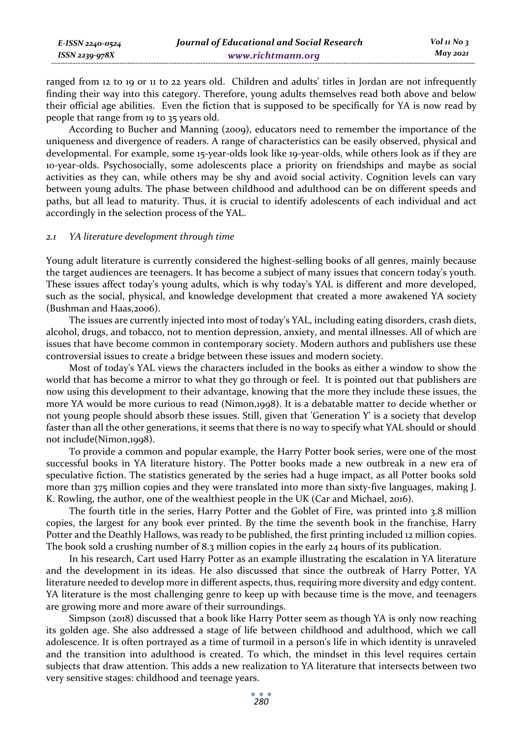ranged from 12 to 19 or 11 to 22 years old. Children and adults' titles in Jordan are not infrequently finding their way into this category. Therefore, young adults themselves read both above and below their official age abilities. Even the fiction that is supposed to be specifically for YA is now read by people that range from 19 to 35 years old.

According to Bucher and Manning (2009), educators need to remember the importance of the uniqueness and divergence of readers. A range of characteristics can be easily observed, physical and developmental. For example, some 15-year-olds look like 19-year-olds, while others look as if they are 10-year-olds. Psychosocially, some adolescents place a priority on friendships and maybe as social activities as they can, while others may be shy and avoid social activity. Cognition levels can vary between young adults. The phase between childhood and adulthood can be on different speeds and paths, but all lead to maturity. Thus, it is crucial to identify adolescents of each individual and act accordingly in the selection process of the YAL.

### *2.1 YA literature development through time*

Young adult literature is currently considered the highest-selling books of all genres, mainly because the target audiences are teenagers. It has become a subject of many issues that concern today's youth. These issues affect today's young adults, which is why today's YAL is different and more developed, such as the social, physical, and knowledge development that created a more awakened YA society (Bushman and Haas,2006).

The issues are currently injected into most of today's YAL, including eating disorders, crash diets, alcohol, drugs, and tobacco, not to mention depression, anxiety, and mental illnesses. All of which are issues that have become common in contemporary society. Modern authors and publishers use these controversial issues to create a bridge between these issues and modern society.

Most of today's YAL views the characters included in the books as either a window to show the world that has become a mirror to what they go through or feel. It is pointed out that publishers are now using this development to their advantage, knowing that the more they include these issues, the more YA would be more curious to read (Nimon,1998). It is a debatable matter to decide whether or not young people should absorb these issues. Still, given that 'Generation Y' is a society that develop faster than all the other generations, it seems that there is no way to specify what YAL should or should not include(Nimon,1998).

To provide a common and popular example, the Harry Potter book series, were one of the most successful books in YA literature history. The Potter books made a new outbreak in a new era of speculative fiction. The statistics generated by the series had a huge impact, as all Potter books sold more than 375 million copies and they were translated into more than sixty-five languages, making J. K. Rowling, the author, one of the wealthiest people in the UK (Car and Michael, 2016).

The fourth title in the series, Harry Potter and the Goblet of Fire, was printed into 3.8 million copies, the largest for any book ever printed. By the time the seventh book in the franchise, Harry Potter and the Deathly Hallows, was ready to be published, the first printing included 12 million copies. The book sold a crushing number of 8.3 million copies in the early 24 hours of its publication.

In his research, Cart used Harry Potter as an example illustrating the escalation in YA literature and the development in its ideas. He also discussed that since the outbreak of Harry Potter, YA literature needed to develop more in different aspects, thus, requiring more diversity and edgy content. YA literature is the most challenging genre to keep up with because time is the move, and teenagers are growing more and more aware of their surroundings.

Simpson (2018) discussed that a book like Harry Potter seem as though YA is only now reaching its golden age. She also addressed a stage of life between childhood and adulthood, which we call adolescence. It is often portrayed as a time of turmoil in a person's life in which identity is unraveled and the transition into adulthood is created. To which, the mindset in this level requires certain subjects that draw attention. This adds a new realization to YA literature that intersects between two very sensitive stages: childhood and teenage years.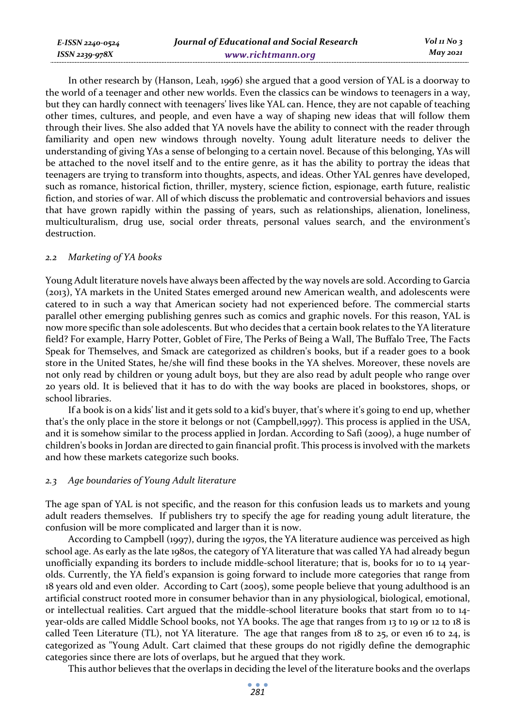In other research by (Hanson, Leah, 1996) she argued that a good version of YAL is a doorway to the world of a teenager and other new worlds. Even the classics can be windows to teenagers in a way, but they can hardly connect with teenagers' lives like YAL can. Hence, they are not capable of teaching other times, cultures, and people, and even have a way of shaping new ideas that will follow them through their lives. She also added that YA novels have the ability to connect with the reader through familiarity and open new windows through novelty. Young adult literature needs to deliver the understanding of giving YAs a sense of belonging to a certain novel. Because of this belonging, YAs will be attached to the novel itself and to the entire genre, as it has the ability to portray the ideas that teenagers are trying to transform into thoughts, aspects, and ideas. Other YAL genres have developed, such as romance, historical fiction, thriller, mystery, science fiction, espionage, earth future, realistic fiction, and stories of war. All of which discuss the problematic and controversial behaviors and issues that have grown rapidly within the passing of years, such as relationships, alienation, loneliness, multiculturalism, drug use, social order threats, personal values search, and the environment's destruction.

### *2.2 Marketing of YA books*

Young Adult literature novels have always been affected by the way novels are sold. According to Garcia (2013), YA markets in the United States emerged around new American wealth, and adolescents were catered to in such a way that American society had not experienced before. The commercial starts parallel other emerging publishing genres such as comics and graphic novels. For this reason, YAL is now more specific than sole adolescents. But who decides that a certain book relates to the YA literature field? For example, Harry Potter, Goblet of Fire, The Perks of Being a Wall, The Buffalo Tree, The Facts Speak for Themselves, and Smack are categorized as children's books, but if a reader goes to a book store in the United States, he/she will find these books in the YA shelves. Moreover, these novels are not only read by children or young adult boys, but they are also read by adult people who range over 20 years old. It is believed that it has to do with the way books are placed in bookstores, shops, or school libraries.

If a book is on a kids' list and it gets sold to a kid's buyer, that's where it's going to end up, whether that's the only place in the store it belongs or not (Campbell,1997). This process is applied in the USA, and it is somehow similar to the process applied in Jordan. According to Safi (2009), a huge number of children's books in Jordan are directed to gain financial profit. This process is involved with the markets and how these markets categorize such books.

### *2.3 Age boundaries of Young Adult literature*

The age span of YAL is not specific, and the reason for this confusion leads us to markets and young adult readers themselves. If publishers try to specify the age for reading young adult literature, the confusion will be more complicated and larger than it is now.

According to Campbell (1997), during the 1970s, the YA literature audience was perceived as high school age. As early as the late 1980s, the category of YA literature that was called YA had already begun unofficially expanding its borders to include middle-school literature; that is, books for 10 to 14 year-olds. Currently, the YA field's expansion is going forward to include more categories that range from 18 years old and even older. According to Cart (2005), some people believe that young adulthood is an artificial construct rooted more in consumer behavior than in any physiological, biological, emotional, or intellectual realities. Cart argued that the middle-school literature books that start from 10 to 14-year-olds are called Middle School books, not YA books. The age that ranges from 13 to 19 or 12 to 18 is called Teen Literature (TL), not YA literature. The age that ranges from 18 to 25, or even 16 to 24, is categorized as "Young Adult. Cart claimed that these groups do not rigidly define the demographic categories since there are lots of overlaps, but he argued that they work.

This author believes that the overlaps in deciding the level of the literature books and the overlaps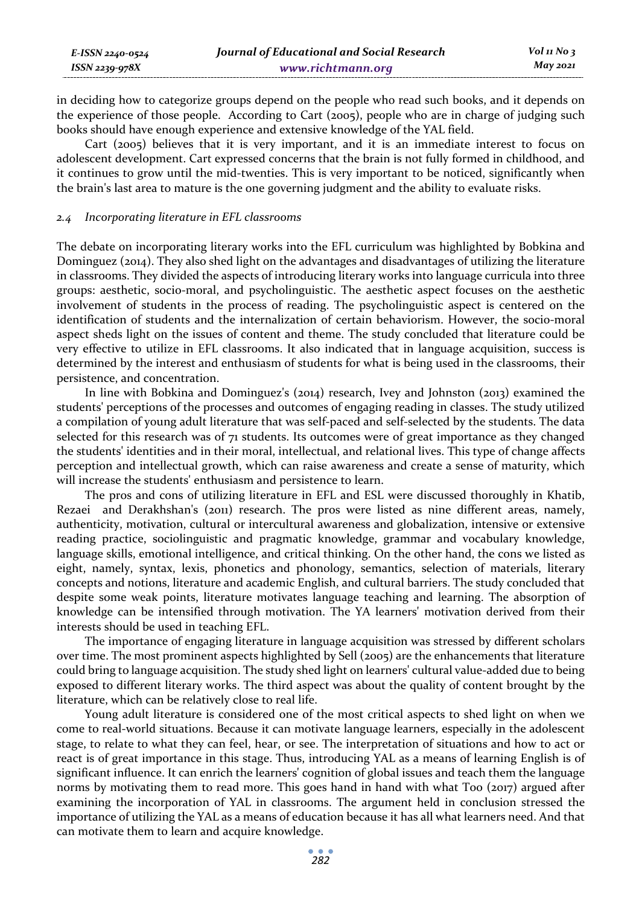in deciding how to categorize groups depend on the people who read such books, and it depends on the experience of those people. According to Cart (2005), people who are in charge of judging such books should have enough experience and extensive knowledge of the YAL field.

Cart (2005) believes that it is very important, and it is an immediate interest to focus on adolescent development. Cart expressed concerns that the brain is not fully formed in childhood, and it continues to grow until the mid-twenties. This is very important to be noticed, significantly when the brain's last area to mature is the one governing judgment and the ability to evaluate risks.

### *2.4 Incorporating literature in EFL classrooms*

The debate on incorporating literary works into the EFL curriculum was highlighted by Bobkina and Dominguez (2014). They also shed light on the advantages and disadvantages of utilizing the literature in classrooms. They divided the aspects of introducing literary works into language curricula into three groups: aesthetic, socio-moral, and psycholinguistic. The aesthetic aspect focuses on the aesthetic involvement of students in the process of reading. The psycholinguistic aspect is centered on the identification of students and the internalization of certain behaviorism. However, the socio-moral aspect sheds light on the issues of content and theme. The study concluded that literature could be very effective to utilize in EFL classrooms. It also indicated that in language acquisition, success is determined by the interest and enthusiasm of students for what is being used in the classrooms, their persistence, and concentration.

In line with Bobkina and Dominguez's (2014) research, Ivey and Johnston (2013) examined the students' perceptions of the processes and outcomes of engaging reading in classes. The study utilized a compilation of young adult literature that was self-paced and self-selected by the students. The data selected for this research was of 71 students. Its outcomes were of great importance as they changed the students' identities and in their moral, intellectual, and relational lives. This type of change affects perception and intellectual growth, which can raise awareness and create a sense of maturity, which will increase the students' enthusiasm and persistence to learn.

The pros and cons of utilizing literature in EFL and ESL were discussed thoroughly in Khatib, Rezaei and Derakhshan's (2011) research. The pros were listed as nine different areas, namely, authenticity, motivation, cultural or intercultural awareness and globalization, intensive or extensive reading practice, sociolinguistic and pragmatic knowledge, grammar and vocabulary knowledge, language skills, emotional intelligence, and critical thinking. On the other hand, the cons we listed as eight, namely, syntax, lexis, phonetics and phonology, semantics, selection of materials, literary concepts and notions, literature and academic English, and cultural barriers. The study concluded that despite some weak points, literature motivates language teaching and learning. The absorption of knowledge can be intensified through motivation. The YA learners' motivation derived from their interests should be used in teaching EFL.

The importance of engaging literature in language acquisition was stressed by different scholars over time. The most prominent aspects highlighted by Sell (2005) are the enhancements that literature could bring to language acquisition. The study shed light on learners' cultural value-added due to being exposed to different literary works. The third aspect was about the quality of content brought by the literature, which can be relatively close to real life.

Young adult literature is considered one of the most critical aspects to shed light on when we come to real-world situations. Because it can motivate language learners, especially in the adolescent stage, to relate to what they can feel, hear, or see. The interpretation of situations and how to act or react is of great importance in this stage. Thus, introducing YAL as a means of learning English is of significant influence. It can enrich the learners' cognition of global issues and teach them the language norms by motivating them to read more. This goes hand in hand with what Too (2017) argued after examining the incorporation of YAL in classrooms. The argument held in conclusion stressed the importance of utilizing the YAL as a means of education because it has all what learners need. And that can motivate them to learn and acquire knowledge.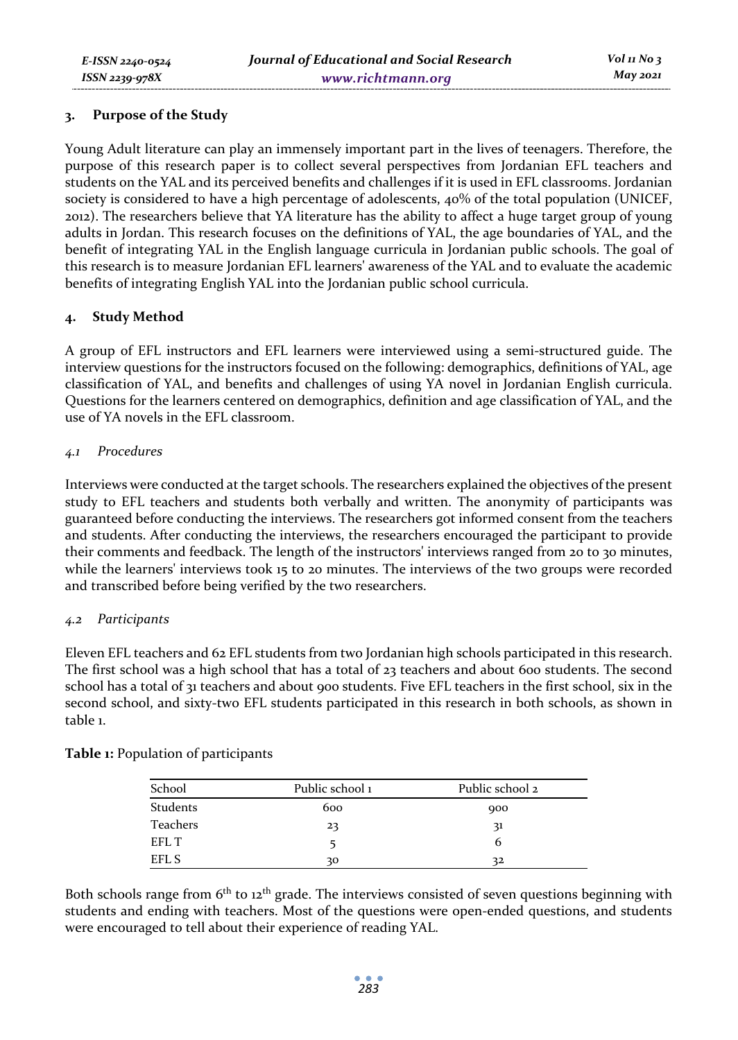## 3. Purpose of the Study

Young Adult literature can play an immensely important part in the lives of teenagers. Therefore, the purpose of this research paper is to collect several perspectives from Jordanian EFL teachers and students on the YAL and its perceived benefits and challenges if it is used in EFL classrooms. Jordanian society is considered to have a high percentage of adolescents, 40% of the total population (UNICEF, 2012). The researchers believe that YA literature has the ability to affect a huge target group of young adults in Jordan. This research focuses on the definitions of YAL, the age boundaries of YAL, and the benefit of integrating YAL in the English language curricula in Jordanian public schools. The goal of this research is to measure Jordanian EFL learners' awareness of the YAL and to evaluate the academic benefits of integrating English YAL into the Jordanian public school curricula.

## 4. Study Method

A group of EFL instructors and EFL learners were interviewed using a semi-structured guide. The interview questions for the instructors focused on the following: demographics, definitions of YAL, age classification of YAL, and benefits and challenges of using YA novel in Jordanian English curricula. Questions for the learners centered on demographics, definition and age classification of YAL, and the use of YA novels in the EFL classroom.

### *4.1 Procedures*

Interviews were conducted at the target schools. The researchers explained the objectives of the present study to EFL teachers and students both verbally and written. The anonymity of participants was guaranteed before conducting the interviews. The researchers got informed consent from the teachers and students. After conducting the interviews, the researchers encouraged the participant to provide their comments and feedback. The length of the instructors' interviews ranged from 20 to 30 minutes, while the learners' interviews took 15 to 20 minutes. The interviews of the two groups were recorded and transcribed before being verified by the two researchers.

### *4.2 Participants*

Eleven EFL teachers and 62 EFL students from two Jordanian high schools participated in this research. The first school was a high school that has a total of 23 teachers and about 600 students. The second school has a total of 31 teachers and about 900 students. Five EFL teachers in the first school, six in the second school, and sixty-two EFL students participated in this research in both schools, as shown in table 1.

**Table 1:** Population of participants

| School | Public school 1 | Public school 2 |
|---|---|---|
| Students | 600 | 900 |
| Teachers | 23 | 31 |
| EFL T | 5 | 6 |
| EFL S | 30 | 32 |

Both schools range from 6th to 12th grade. The interviews consisted of seven questions beginning with students and ending with teachers. Most of the questions were open-ended questions, and students were encouraged to tell about their experience of reading YAL.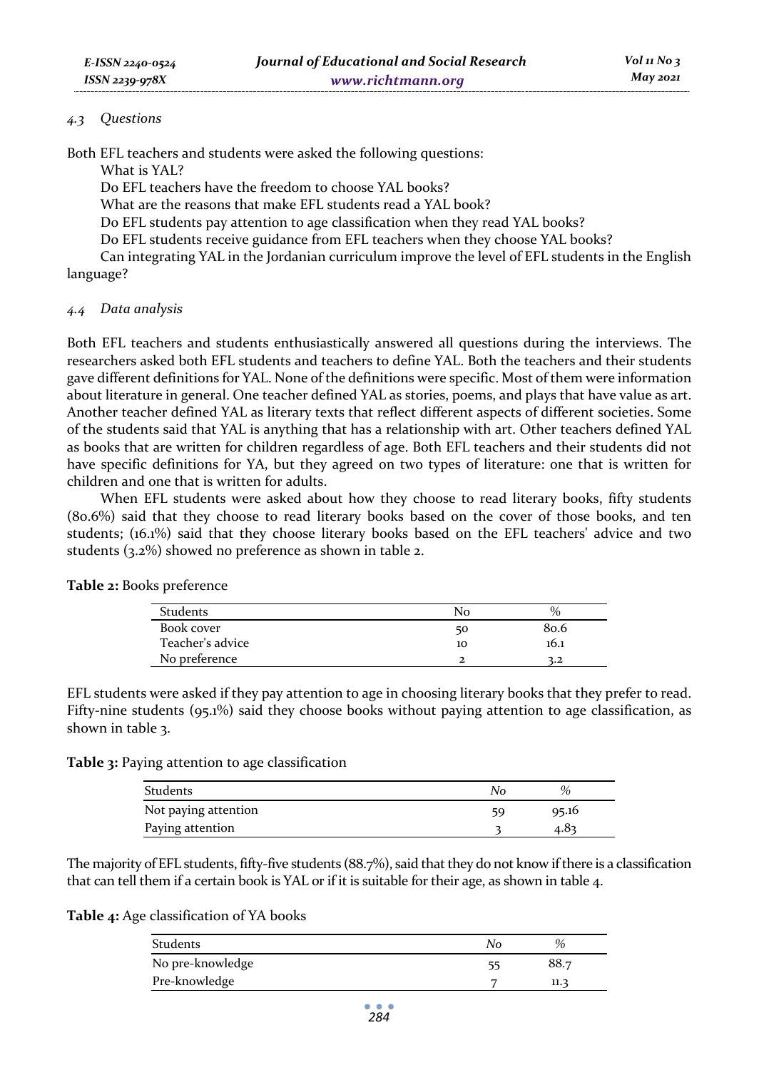### 4.3 Questions

Both EFL teachers and students were asked the following questions:

What is YAL?

Do EFL teachers have the freedom to choose YAL books?

What are the reasons that make EFL students read a YAL book?

Do EFL students pay attention to age classification when they read YAL books?

Do EFL students receive guidance from EFL teachers when they choose YAL books?

Can integrating YAL in the Jordanian curriculum improve the level of EFL students in the English language?

### 4.4 Data analysis

Both EFL teachers and students enthusiastically answered all questions during the interviews. The researchers asked both EFL students and teachers to define YAL. Both the teachers and their students gave different definitions for YAL. None of the definitions were specific. Most of them were information about literature in general. One teacher defined YAL as stories, poems, and plays that have value as art. Another teacher defined YAL as literary texts that reflect different aspects of different societies. Some of the students said that YAL is anything that has a relationship with art. Other teachers defined YAL as books that are written for children regardless of age. Both EFL teachers and their students did not have specific definitions for YA, but they agreed on two types of literature: one that is written for children and one that is written for adults.

When EFL students were asked about how they choose to read literary books, fifty students (80.6%) said that they choose to read literary books based on the cover of those books, and ten students; (16.1%) said that they choose literary books based on the EFL teachers' advice and two students (3.2%) showed no preference as shown in table 2.

**Table 2:** Books preference

| Students | No | % |
|---|---|---|
| Book cover | 50 | 80.6 |
| Teacher's advice | 10 | 16.1 |
| No preference | 2 | 3.2 |

EFL students were asked if they pay attention to age in choosing literary books that they prefer to read. Fifty-nine students (95.1%) said they choose books without paying attention to age classification, as shown in table 3.

**Table 3:** Paying attention to age classification

| Students | *No* | % |
|---|---|---|
| Not paying attention | 59 | 95.16 |
| Paying attention | 3 | 4.83 |

The majority of EFL students, fifty-five students (88.7%), said that they do not know if there is a classification that can tell them if a certain book is YAL or if it is suitable for their age, as shown in table 4.

**Table 4:** Age classification of YA books

| Students | *No* | % |
|---|---|---|
| No pre-knowledge | 55 | 88.7 |
| Pre-knowledge | 7 | 11.3 |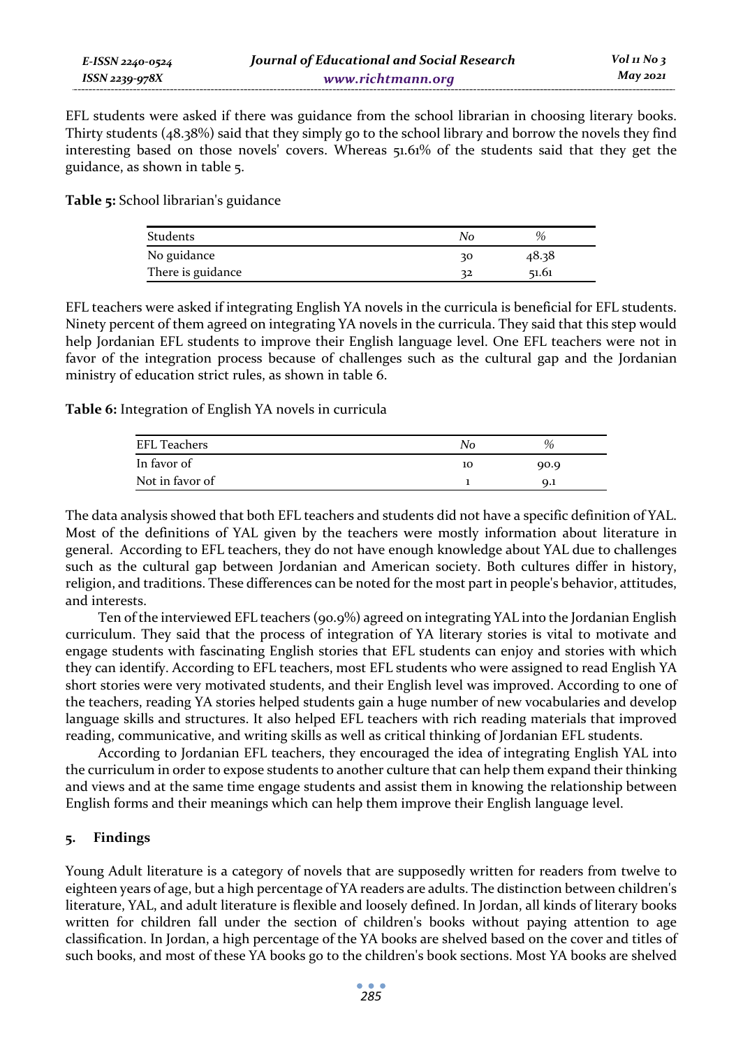EFL students were asked if there was guidance from the school librarian in choosing literary books. Thirty students (48.38%) said that they simply go to the school library and borrow the novels they find interesting based on those novels' covers. Whereas 51.61% of the students said that they get the guidance, as shown in table 5.

**Table 5:** School librarian's guidance

| Students | No | % |
|---|---|---|
| No guidance | 30 | 48.38 |
| There is guidance | 32 | 51.61 |

EFL teachers were asked if integrating English YA novels in the curricula is beneficial for EFL students. Ninety percent of them agreed on integrating YA novels in the curricula. They said that this step would help Jordanian EFL students to improve their English language level. One EFL teachers were not in favor of the integration process because of challenges such as the cultural gap and the Jordanian ministry of education strict rules, as shown in table 6.

**Table 6:** Integration of English YA novels in curricula

| EFL Teachers | No | % |
|---|---|---|
| In favor of | 10 | 90.9 |
| Not in favor of | 1 | 9.1 |

The data analysis showed that both EFL teachers and students did not have a specific definition of YAL. Most of the definitions of YAL given by the teachers were mostly information about literature in general. According to EFL teachers, they do not have enough knowledge about YAL due to challenges such as the cultural gap between Jordanian and American society. Both cultures differ in history, religion, and traditions. These differences can be noted for the most part in people's behavior, attitudes, and interests.

Ten of the interviewed EFL teachers (90.9%) agreed on integrating YAL into the Jordanian English curriculum. They said that the process of integration of YA literary stories is vital to motivate and engage students with fascinating English stories that EFL students can enjoy and stories with which they can identify. According to EFL teachers, most EFL students who were assigned to read English YA short stories were very motivated students, and their English level was improved. According to one of the teachers, reading YA stories helped students gain a huge number of new vocabularies and develop language skills and structures. It also helped EFL teachers with rich reading materials that improved reading, communicative, and writing skills as well as critical thinking of Jordanian EFL students.

According to Jordanian EFL teachers, they encouraged the idea of integrating English YAL into the curriculum in order to expose students to another culture that can help them expand their thinking and views and at the same time engage students and assist them in knowing the relationship between English forms and their meanings which can help them improve their English language level.

## 5. Findings

Young Adult literature is a category of novels that are supposedly written for readers from twelve to eighteen years of age, but a high percentage of YA readers are adults. The distinction between children's literature, YAL, and adult literature is flexible and loosely defined. In Jordan, all kinds of literary books written for children fall under the section of children's books without paying attention to age classification. In Jordan, a high percentage of the YA books are shelved based on the cover and titles of such books, and most of these YA books go to the children's book sections. Most YA books are shelved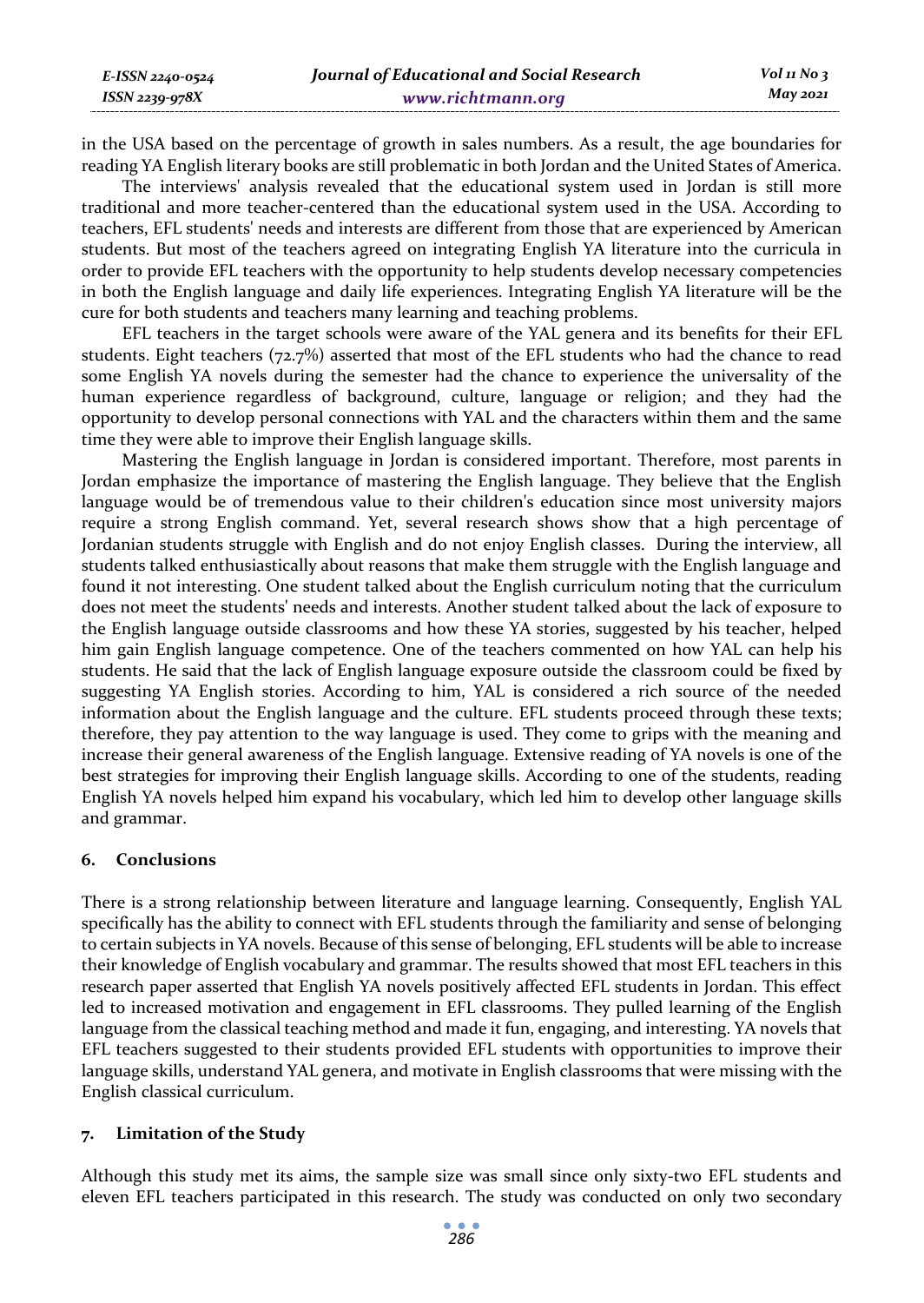in the USA based on the percentage of growth in sales numbers. As a result, the age boundaries for reading YA English literary books are still problematic in both Jordan and the United States of America.

The interviews' analysis revealed that the educational system used in Jordan is still more traditional and more teacher-centered than the educational system used in the USA. According to teachers, EFL students' needs and interests are different from those that are experienced by American students. But most of the teachers agreed on integrating English YA literature into the curricula in order to provide EFL teachers with the opportunity to help students develop necessary competencies in both the English language and daily life experiences. Integrating English YA literature will be the cure for both students and teachers many learning and teaching problems.

EFL teachers in the target schools were aware of the YAL genera and its benefits for their EFL students. Eight teachers (72.7%) asserted that most of the EFL students who had the chance to read some English YA novels during the semester had the chance to experience the universality of the human experience regardless of background, culture, language or religion; and they had the opportunity to develop personal connections with YAL and the characters within them and the same time they were able to improve their English language skills.

Mastering the English language in Jordan is considered important. Therefore, most parents in Jordan emphasize the importance of mastering the English language. They believe that the English language would be of tremendous value to their children's education since most university majors require a strong English command. Yet, several research shows show that a high percentage of Jordanian students struggle with English and do not enjoy English classes. During the interview, all students talked enthusiastically about reasons that make them struggle with the English language and found it not interesting. One student talked about the English curriculum noting that the curriculum does not meet the students' needs and interests. Another student talked about the lack of exposure to the English language outside classrooms and how these YA stories, suggested by his teacher, helped him gain English language competence. One of the teachers commented on how YAL can help his students. He said that the lack of English language exposure outside the classroom could be fixed by suggesting YA English stories. According to him, YAL is considered a rich source of the needed information about the English language and the culture. EFL students proceed through these texts; therefore, they pay attention to the way language is used. They come to grips with the meaning and increase their general awareness of the English language. Extensive reading of YA novels is one of the best strategies for improving their English language skills. According to one of the students, reading English YA novels helped him expand his vocabulary, which led him to develop other language skills and grammar.

## 6. Conclusions

There is a strong relationship between literature and language learning. Consequently, English YAL specifically has the ability to connect with EFL students through the familiarity and sense of belonging to certain subjects in YA novels. Because of this sense of belonging, EFL students will be able to increase their knowledge of English vocabulary and grammar. The results showed that most EFL teachers in this research paper asserted that English YA novels positively affected EFL students in Jordan. This effect led to increased motivation and engagement in EFL classrooms. They pulled learning of the English language from the classical teaching method and made it fun, engaging, and interesting. YA novels that EFL teachers suggested to their students provided EFL students with opportunities to improve their language skills, understand YAL genera, and motivate in English classrooms that were missing with the English classical curriculum.

## 7. Limitation of the Study

Although this study met its aims, the sample size was small since only sixty-two EFL students and eleven EFL teachers participated in this research. The study was conducted on only two secondary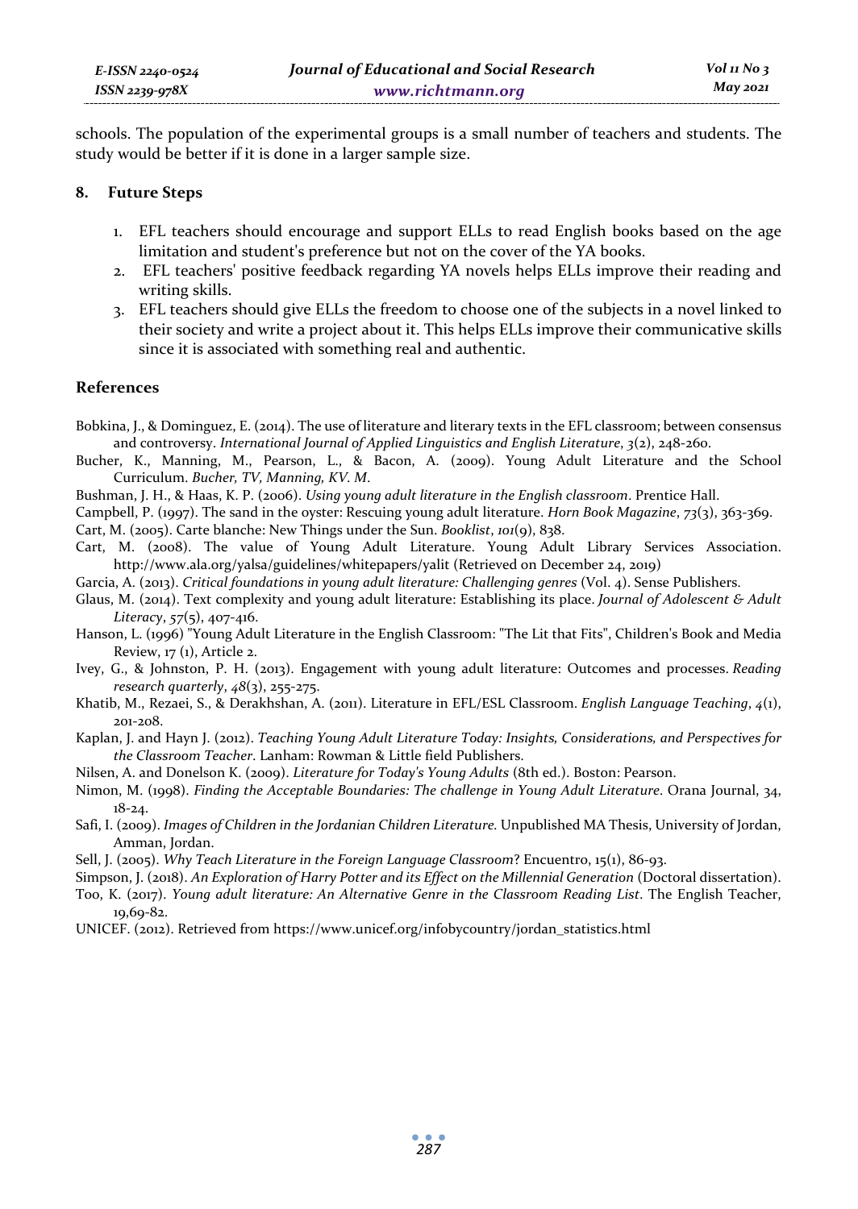schools. The population of the experimental groups is a small number of teachers and students. The study would be better if it is done in a larger sample size.

## 8. Future Steps

1. EFL teachers should encourage and support ELLs to read English books based on the age limitation and student's preference but not on the cover of the YA books.
2. EFL teachers' positive feedback regarding YA novels helps ELLs improve their reading and writing skills.
3. EFL teachers should give ELLs the freedom to choose one of the subjects in a novel linked to their society and write a project about it. This helps ELLs improve their communicative skills since it is associated with something real and authentic.

## References

Bobkina, J., & Dominguez, E. (2014). The use of literature and literary texts in the EFL classroom; between consensus and controversy. *International Journal of Applied Linguistics and English Literature*, *3*(2), 248-260.

Bucher, K., Manning, M., Pearson, L., & Bacon, A. (2009). Young Adult Literature and the School Curriculum. *Bucher, TV, Manning, KV. M*.

Bushman, J. H., & Haas, K. P. (2006). *Using young adult literature in the English classroom*. Prentice Hall.

Campbell, P. (1997). The sand in the oyster: Rescuing young adult literature. *Horn Book Magazine*, *73*(3), 363-369.

Cart, M. (2005). Carte blanche: New Things under the Sun. *Booklist*, *101*(9), 838.

Cart, M. (2008). The value of Young Adult Literature. Young Adult Library Services Association. http://www.ala.org/yalsa/guidelines/whitepapers/yalit (Retrieved on December 24, 2019)

Garcia, A. (2013). *Critical foundations in young adult literature: Challenging genres* (Vol. 4). Sense Publishers.

Glaus, M. (2014). Text complexity and young adult literature: Establishing its place. *Journal of Adolescent & Adult Literacy*, *57*(5), 407-416.

Hanson, L. (1996) "Young Adult Literature in the English Classroom: "The Lit that Fits", Children's Book and Media Review, 17 (1), Article 2.

Ivey, G., & Johnston, P. H. (2013). Engagement with young adult literature: Outcomes and processes. *Reading research quarterly*, *48*(3), 255-275.

Khatib, M., Rezaei, S., & Derakhshan, A. (2011). Literature in EFL/ESL Classroom. *English Language Teaching*, *4*(1), 201-208.

Kaplan, J. and Hayn J. (2012). *Teaching Young Adult Literature Today: Insights, Considerations, and Perspectives for the Classroom Teacher*. Lanham: Rowman & Little field Publishers.

Nilsen, A. and Donelson K. (2009). *Literature for Today's Young Adults* (8th ed.). Boston: Pearson.

Nimon, M. (1998). *Finding the Acceptable Boundaries: The challenge in Young Adult Literature*. Orana Journal, 34, 18-24.

Safi, I. (2009). *Images of Children in the Jordanian Children Literature*. Unpublished MA Thesis, University of Jordan, Amman, Jordan.

Sell, J. (2005). *Why Teach Literature in the Foreign Language Classroom*? Encuentro, 15(1), 86-93.

Simpson, J. (2018). *An Exploration of Harry Potter and its Effect on the Millennial Generation* (Doctoral dissertation).

Too, K. (2017). *Young adult literature: An Alternative Genre in the Classroom Reading List*. The English Teacher, 19,69-82.

UNICEF. (2012). Retrieved from https://www.unicef.org/infobycountry/jordan_statistics.html